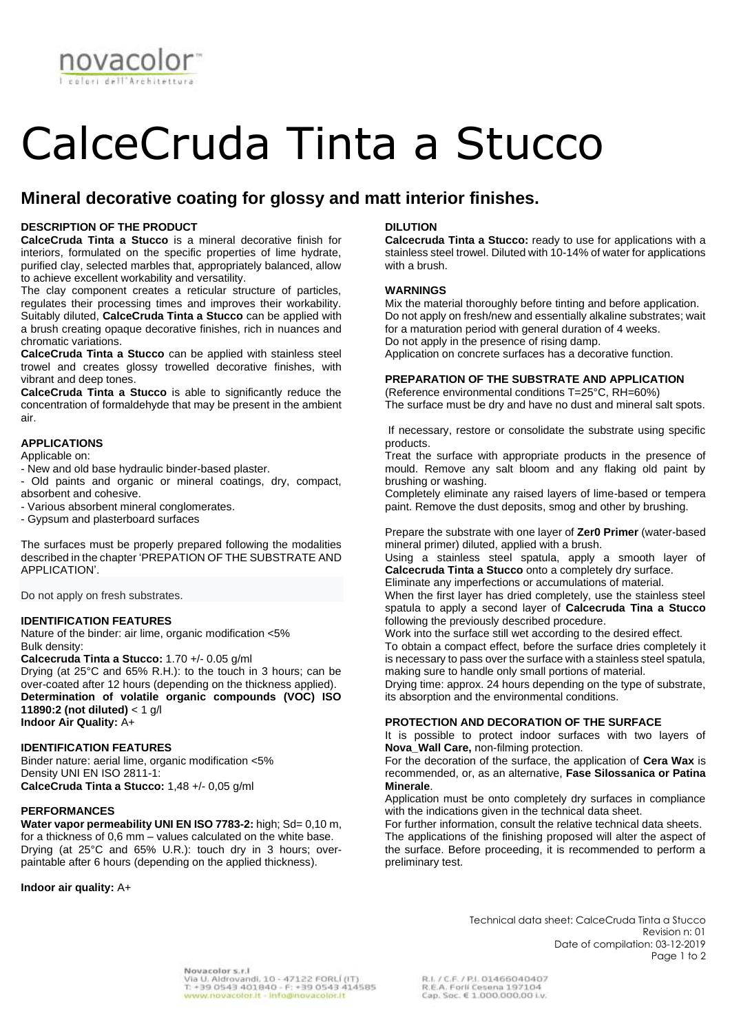novacolor™
I colori dell'Architettura

# CalceCruda Tinta a Stucco

## Mineral decorative coating for glossy and matt interior finishes.

### DESCRIPTION OF THE PRODUCT

**CalceCruda Tinta a Stucco** is a mineral decorative finish for interiors, formulated on the specific properties of lime hydrate, purified clay, selected marbles that, appropriately balanced, allow to achieve excellent workability and versatility.

The clay component creates a reticular structure of particles, regulates their processing times and improves their workability. Suitably diluted, **CalceCruda Tinta a Stucco** can be applied with a brush creating opaque decorative finishes, rich in nuances and chromatic variations.

**CalceCruda Tinta a Stucco** can be applied with stainless steel trowel and creates glossy trowelled decorative finishes, with vibrant and deep tones.

**CalceCruda Tinta a Stucco** is able to significantly reduce the concentration of formaldehyde that may be present in the ambient air.

### APPLICATIONS

Applicable on:

- New and old base hydraulic binder-based plaster.
- Old paints and organic or mineral coatings, dry, compact, absorbent and cohesive.
- Various absorbent mineral conglomerates.
- Gypsum and plasterboard surfaces

The surfaces must be properly prepared following the modalities described in the chapter 'PREPATION OF THE SUBSTRATE AND APPLICATION'.

Do not apply on fresh substrates.

### IDENTIFICATION FEATURES

Nature of the binder: air lime, organic modification <5%

Bulk density:

**Calcecruda Tinta a Stucco:** 1.70 +/- 0.05 g/ml

Drying (at 25°C and 65% R.H.): to the touch in 3 hours; can be over-coated after 12 hours (depending on the thickness applied).

**Determination of volatile organic compounds (VOC) ISO 11890:2 (not diluted)** < 1 g/l

**Indoor Air Quality:** A+

### IDENTIFICATION FEATURES

Binder nature: aerial lime, organic modification <5%

Density UNI EN ISO 2811-1:

**CalceCruda Tinta a Stucco:** 1,48 +/- 0,05 g/ml

### PERFORMANCES

**Water vapor permeability UNI EN ISO 7783-2:** high; Sd= 0,10 m, for a thickness of 0,6 mm – values calculated on the white base.

Drying (at 25°C and 65% U.R.): touch dry in 3 hours; over-paintable after 6 hours (depending on the applied thickness).

**Indoor air quality:** A+

### DILUTION

**Calcecruda Tinta a Stucco:** ready to use for applications with a stainless steel trowel. Diluted with 10-14% of water for applications with a brush.

### WARNINGS

Mix the material thoroughly before tinting and before application.

Do not apply on fresh/new and essentially alkaline substrates; wait for a maturation period with general duration of 4 weeks.

Do not apply in the presence of rising damp.

Application on concrete surfaces has a decorative function.

### PREPARATION OF THE SUBSTRATE AND APPLICATION

(Reference environmental conditions T=25°C, RH=60%)

The surface must be dry and have no dust and mineral salt spots.

If necessary, restore or consolidate the substrate using specific products.

Treat the surface with appropriate products in the presence of mould. Remove any salt bloom and any flaking old paint by brushing or washing.

Completely eliminate any raised layers of lime-based or tempera paint. Remove the dust deposits, smog and other by brushing.

Prepare the substrate with one layer of **Zer0 Primer** (water-based mineral primer) diluted, applied with a brush.

Using a stainless steel spatula, apply a smooth layer of **Calcecruda Tinta a Stucco** onto a completely dry surface.

Eliminate any imperfections or accumulations of material.

When the first layer has dried completely, use the stainless steel spatula to apply a second layer of **Calcecruda Tina a Stucco** following the previously described procedure.

Work into the surface still wet according to the desired effect.

To obtain a compact effect, before the surface dries completely it is necessary to pass over the surface with a stainless steel spatula, making sure to handle only small portions of material.

Drying time: approx. 24 hours depending on the type of substrate, its absorption and the environmental conditions.

### PROTECTION AND DECORATION OF THE SURFACE

It is possible to protect indoor surfaces with two layers of **Nova_Wall Care,** non-filming protection.

For the decoration of the surface, the application of **Cera Wax** is recommended, or, as an alternative, **Fase Silossanica or Patina Minerale**.

Application must be onto completely dry surfaces in compliance with the indications given in the technical data sheet.

For further information, consult the relative technical data sheets.

The applications of the finishing proposed will alter the aspect of the surface. Before proceeding, it is recommended to perform a preliminary test.

Technical data sheet: CalceCruda Tinta a Stucco
Revision n: 01
Date of compilation: 03-12-2019

Novacolor s.r.l
Via U. Aldrovandi, 10 - 47122 FORLÍ (IT)
T: +39 0543 401840 - F: +39 0543 414585
www.novacolor.it - info@novacolor.it

R.I. / C.F. / P.I. 01466040407
R.E.A. Forlì Cesena 197104
Cap. Soc. € 1.000.000,00 i.v.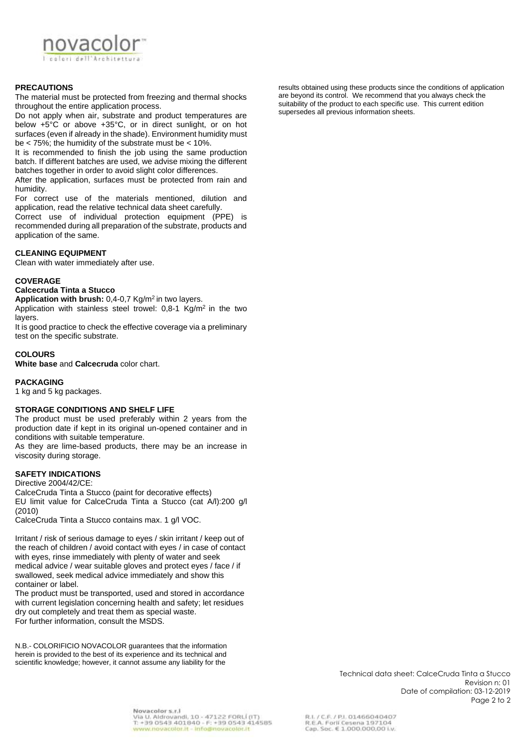## PRECAUTIONS

The material must be protected from freezing and thermal shocks throughout the entire application process.

Do not apply when air, substrate and product temperatures are below +5°C or above +35°C, or in direct sunlight, or on hot surfaces (even if already in the shade). Environment humidity must be < 75%; the humidity of the substrate must be < 10%.

It is recommended to finish the job using the same production batch. If different batches are used, we advise mixing the different batches together in order to avoid slight color differences.

After the application, surfaces must be protected from rain and humidity.

For correct use of the materials mentioned, dilution and application, read the relative technical data sheet carefully.

Correct use of individual protection equipment (PPE) is recommended during all preparation of the substrate, products and application of the same.

## CLEANING EQUIPMENT

Clean with water immediately after use.

## COVERAGE

**Calcecruda Tinta a Stucco**

**Application with brush:** 0,4-0,7 Kg/m$^2$ in two layers.

Application with stainless steel trowel: 0,8-1 Kg/m$^2$ in the two layers.

It is good practice to check the effective coverage via a preliminary test on the specific substrate.

## COLOURS

**White base** and **Calcecruda** color chart.

## PACKAGING

1 kg and 5 kg packages.

## STORAGE CONDITIONS AND SHELF LIFE

The product must be used preferably within 2 years from the production date if kept in its original un-opened container and in conditions with suitable temperature.

As they are lime-based products, there may be an increase in viscosity during storage.

## SAFETY INDICATIONS

Directive 2004/42/CE:

CalceCruda Tinta a Stucco (paint for decorative effects)

EU limit value for CalceCruda Tinta a Stucco (cat A/l):200 g/l (2010)

CalceCruda Tinta a Stucco contains max. 1 g/l VOC.

Irritant / risk of serious damage to eyes / skin irritant / keep out of the reach of children / avoid contact with eyes / in case of contact with eyes, rinse immediately with plenty of water and seek medical advice / wear suitable gloves and protect eyes / face / if swallowed, seek medical advice immediately and show this container or label.

The product must be transported, used and stored in accordance with current legislation concerning health and safety; let residues dry out completely and treat them as special waste.

For further information, consult the MSDS.

N.B.- COLORIFICIO NOVACOLOR guarantees that the information herein is provided to the best of its experience and its technical and scientific knowledge; however, it cannot assume any liability for the results obtained using these products since the conditions of application are beyond its control. We recommend that you always check the suitability of the product to each specific use. This current edition supersedes all previous information sheets.